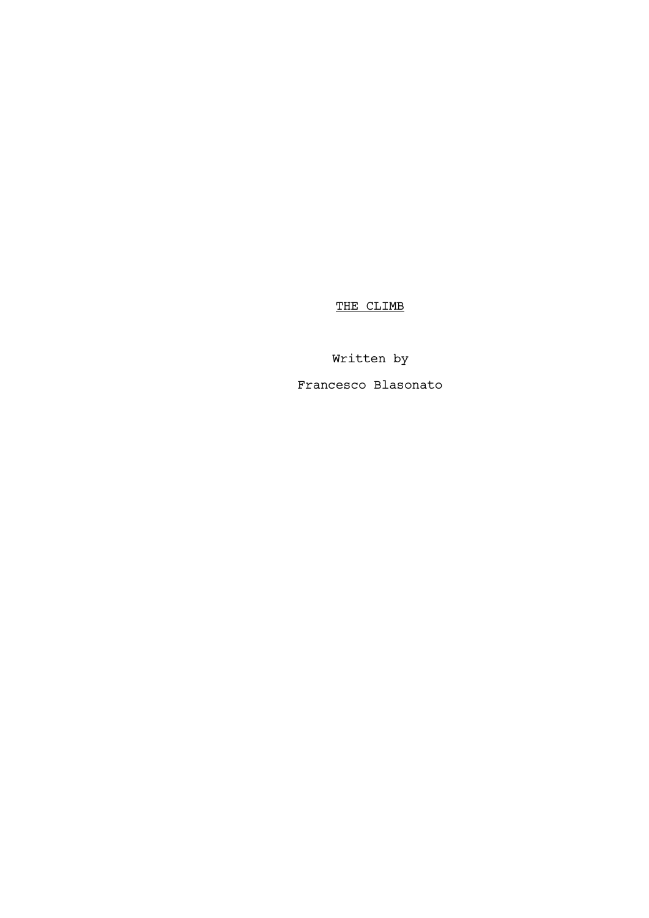# THE CLIMB

Written by

Francesco Blasonato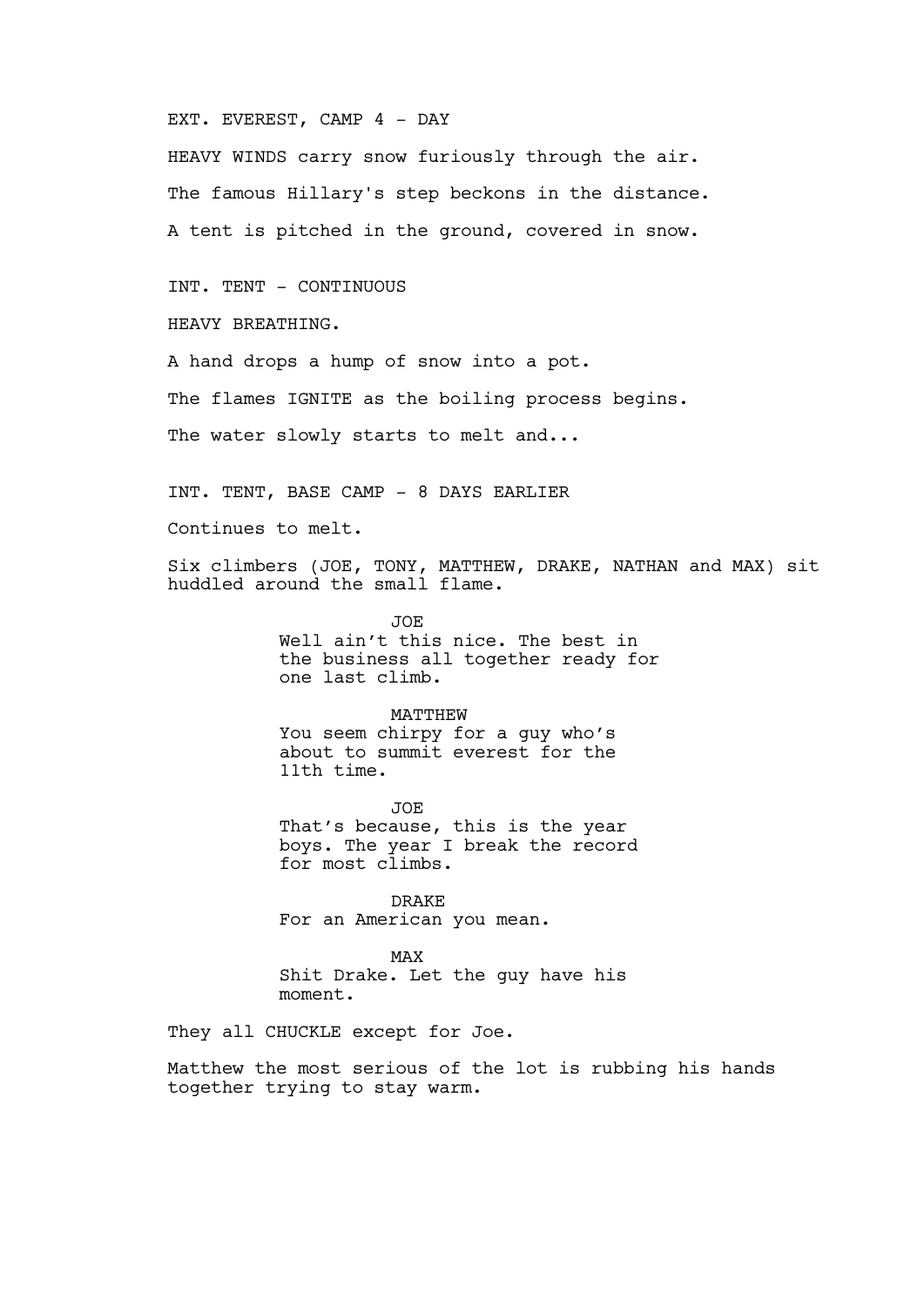EXT. EVEREST, CAMP 4 - DAY

HEAVY WINDS carry snow furiously through the air.

The famous Hillary's step beckons in the distance.

A tent is pitched in the ground, covered in snow.

INT. TENT - CONTINUOUS

HEAVY BREATHING.

A hand drops a hump of snow into a pot.

The flames IGNITE as the boiling process begins.

The water slowly starts to melt and...

INT. TENT, BASE CAMP - 8 DAYS EARLIER

Continues to melt.

Six climbers (JOE, TONY, MATTHEW, DRAKE, NATHAN and MAX) sit huddled around the small flame.

JOE
Well ain't this nice. The best in the business all together ready for one last climb.

MATTHEW
You seem chirpy for a guy who's about to summit everest for the 11th time.

JOE
That's because, this is the year boys. The year I break the record for most climbs.

DRAKE
For an American you mean.

MAX
Shit Drake. Let the guy have his moment.

They all CHUCKLE except for Joe.

Matthew the most serious of the lot is rubbing his hands together trying to stay warm.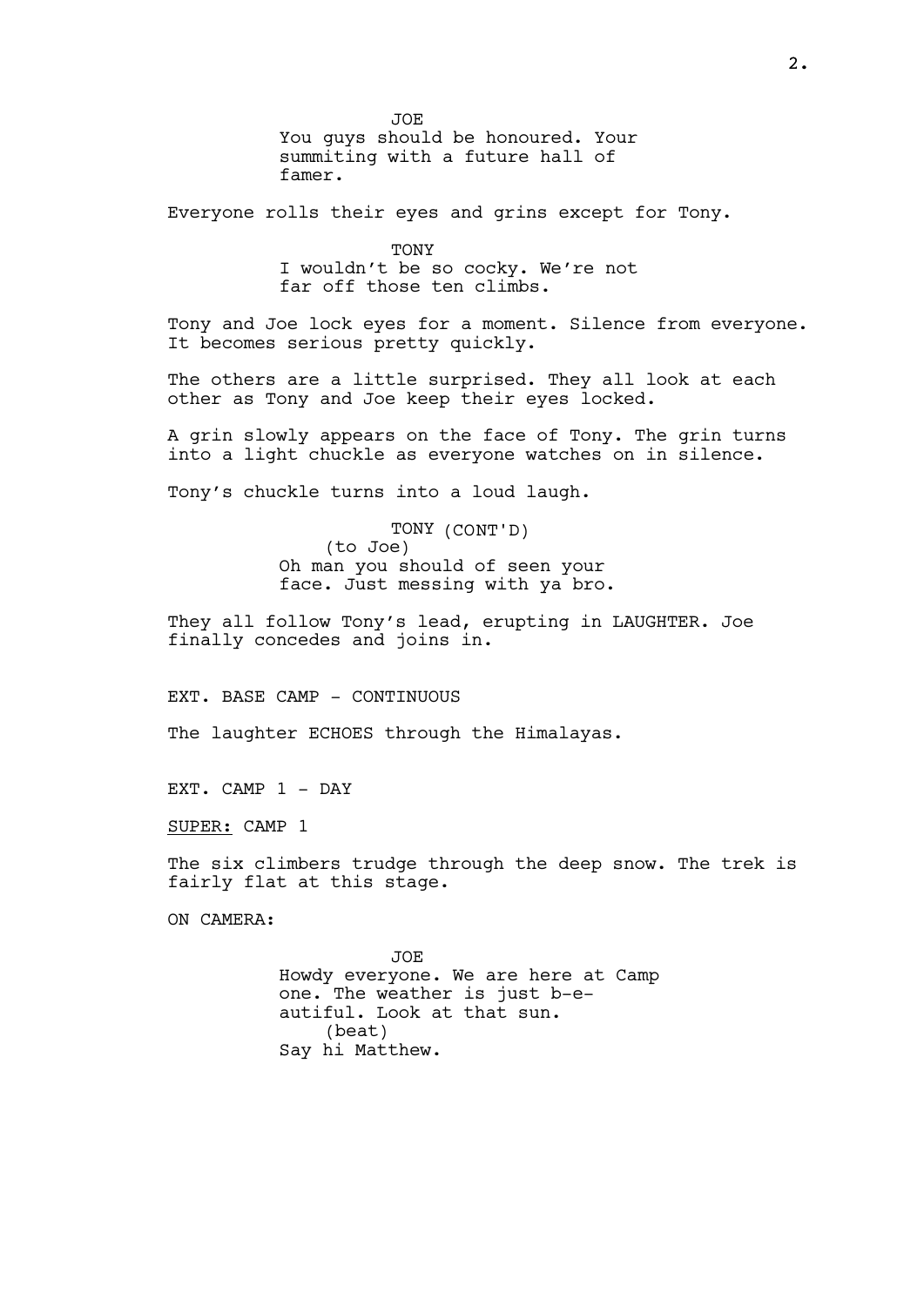JOE
You guys should be honoured. Your summiting with a future hall of famer.

Everyone rolls their eyes and grins except for Tony.

TONY
I wouldn't be so cocky. We're not far off those ten climbs.

Tony and Joe lock eyes for a moment. Silence from everyone. It becomes serious pretty quickly.

The others are a little surprised. They all look at each other as Tony and Joe keep their eyes locked.

A grin slowly appears on the face of Tony. The grin turns into a light chuckle as everyone watches on in silence.

Tony's chuckle turns into a loud laugh.

TONY (CONT'D)
(to Joe)
Oh man you should of seen your face. Just messing with ya bro.

They all follow Tony's lead, erupting in LAUGHTER. Joe finally concedes and joins in.

EXT. BASE CAMP - CONTINUOUS

The laughter ECHOES through the Himalayas.

EXT. CAMP 1 - DAY

SUPER: CAMP 1

The six climbers trudge through the deep snow. The trek is fairly flat at this stage.

ON CAMERA:

JOE
Howdy everyone. We are here at Camp one. The weather is just b-e-autiful. Look at that sun.
(beat)
Say hi Matthew.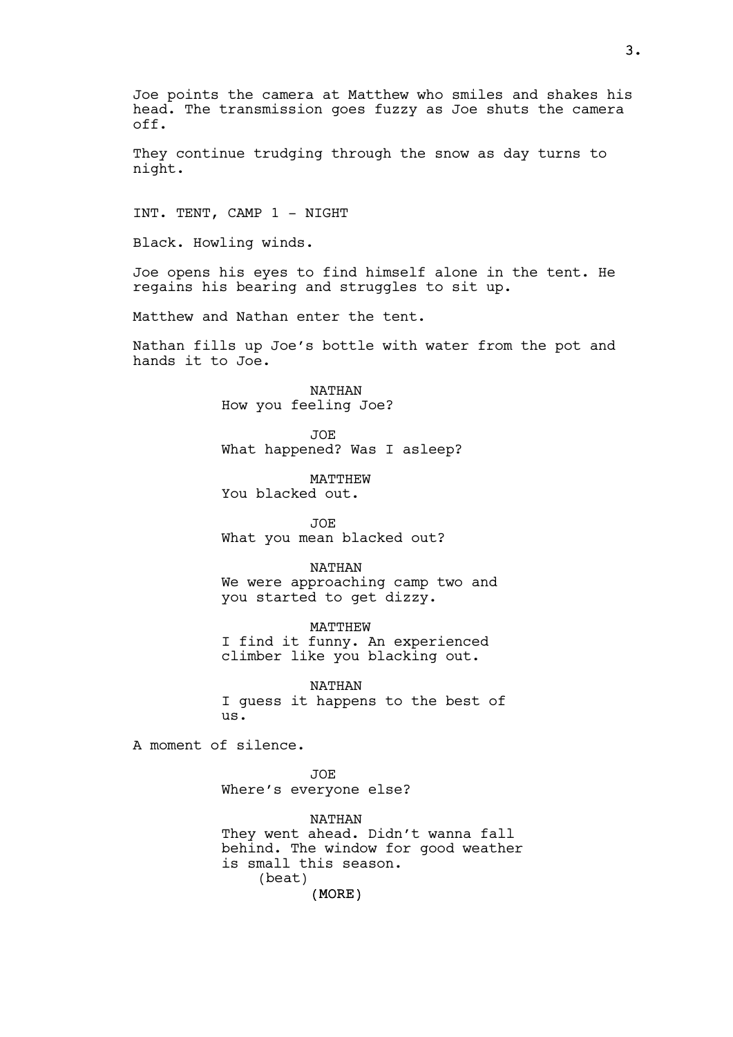Joe points the camera at Matthew who smiles and shakes his head. The transmission goes fuzzy as Joe shuts the camera off.

They continue trudging through the snow as day turns to night.

INT. TENT, CAMP 1 - NIGHT

Black. Howling winds.

Joe opens his eyes to find himself alone in the tent. He regains his bearing and struggles to sit up.

Matthew and Nathan enter the tent.

Nathan fills up Joe's bottle with water from the pot and hands it to Joe.

NATHAN
How you feeling Joe?

JOE
What happened? Was I asleep?

MATTHEW
You blacked out.

JOE
What you mean blacked out?

NATHAN
We were approaching camp two and you started to get dizzy.

MATTHEW
I find it funny. An experienced climber like you blacking out.

NATHAN
I guess it happens to the best of us.

A moment of silence.

JOE
Where's everyone else?

NATHAN
They went ahead. Didn't wanna fall behind. The window for good weather is small this season.
(beat)
(MORE)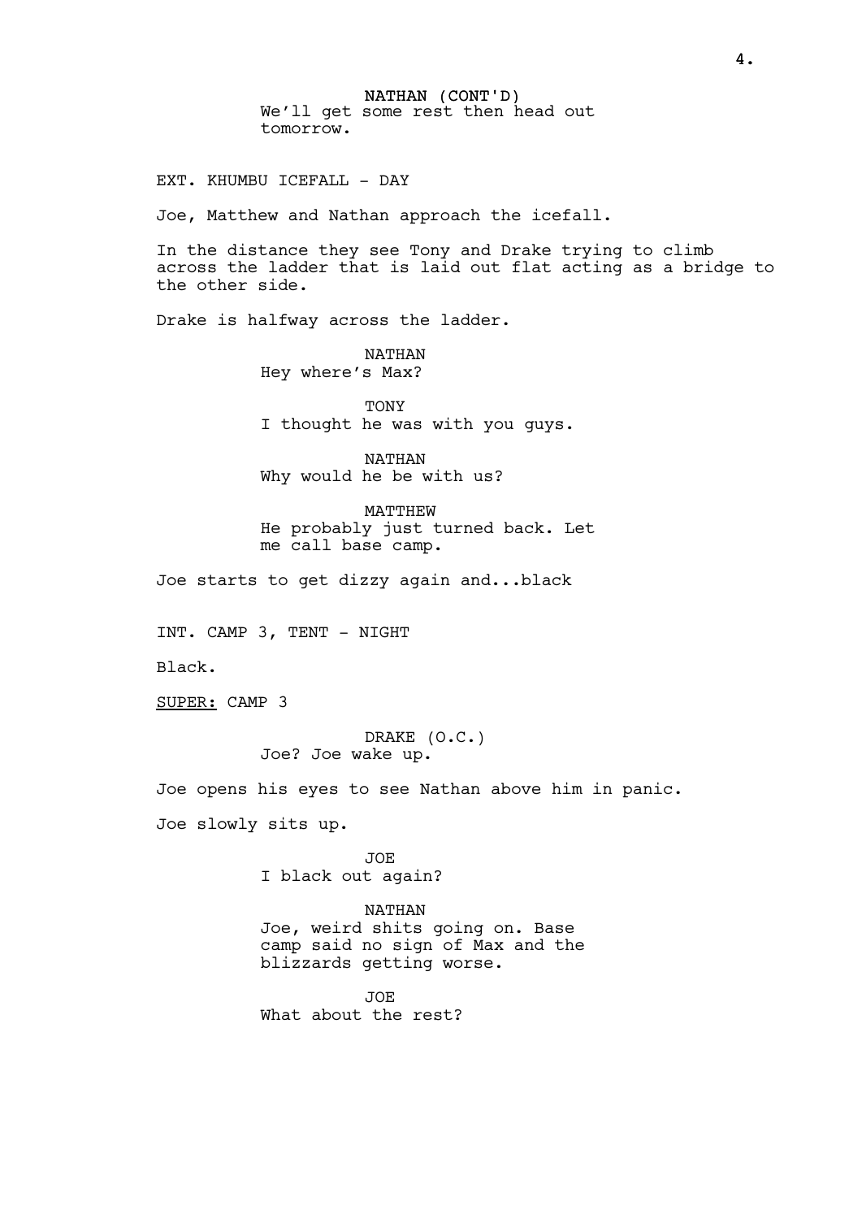NATHAN (CONT'D)
We'll get some rest then head out tomorrow.

EXT. KHUMBU ICEFALL - DAY

Joe, Matthew and Nathan approach the icefall.

In the distance they see Tony and Drake trying to climb across the ladder that is laid out flat acting as a bridge to the other side.

Drake is halfway across the ladder.

NATHAN
Hey where's Max?

TONY
I thought he was with you guys.

NATHAN
Why would he be with us?

MATTHEW
He probably just turned back. Let me call base camp.

Joe starts to get dizzy again and...black

INT. CAMP 3, TENT - NIGHT

Black.

<u>SUPER:</u> CAMP 3

DRAKE (O.C.)
Joe? Joe wake up.

Joe opens his eyes to see Nathan above him in panic.

Joe slowly sits up.

JOE
I black out again?

NATHAN
Joe, weird shits going on. Base camp said no sign of Max and the blizzards getting worse.

JOE
What about the rest?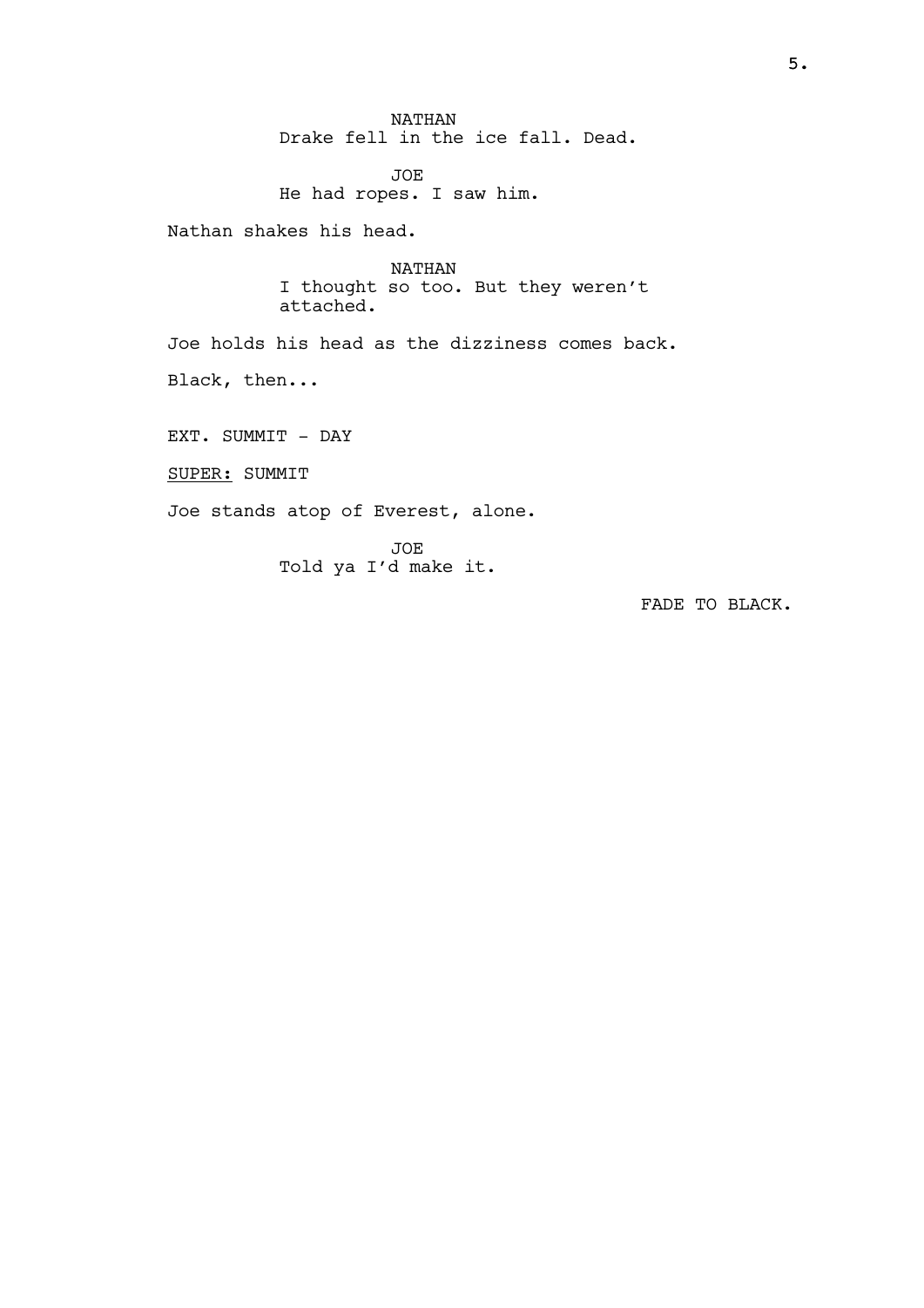NATHAN
Drake fell in the ice fall. Dead.

JOE
He had ropes. I saw him.

Nathan shakes his head.

NATHAN
I thought so too. But they weren't attached.

Joe holds his head as the dizziness comes back.

Black, then...

EXT. SUMMIT - DAY

<u>SUPER:</u> SUMMIT

Joe stands atop of Everest, alone.

JOE
Told ya I'd make it.

FADE TO BLACK.